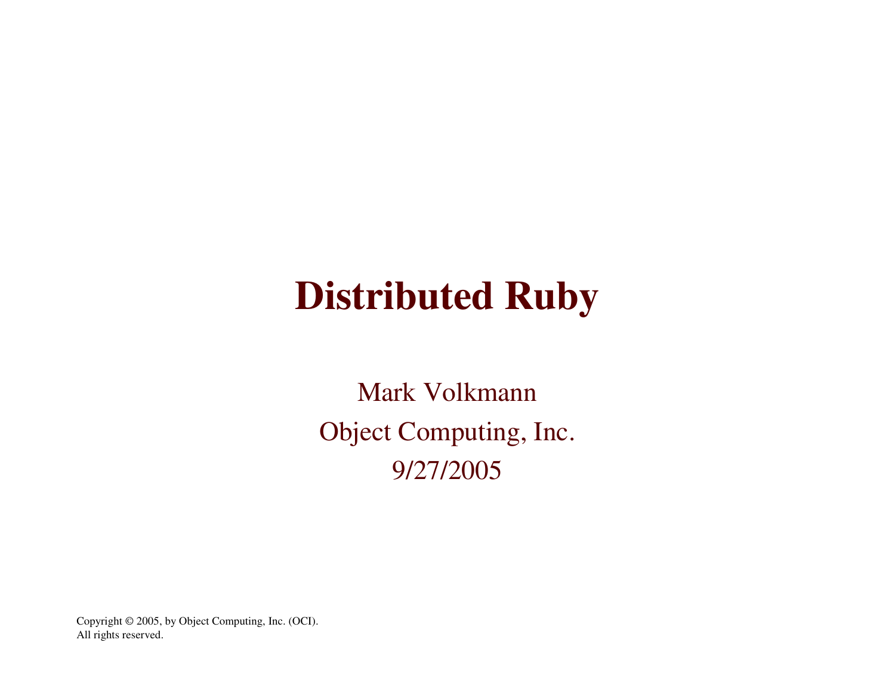# Distributed Ruby

Mark Volkmann

Object Computing, Inc.

9/27/2005

Copyright © 2005, by Object Computing, Inc. (OCI).
All rights reserved.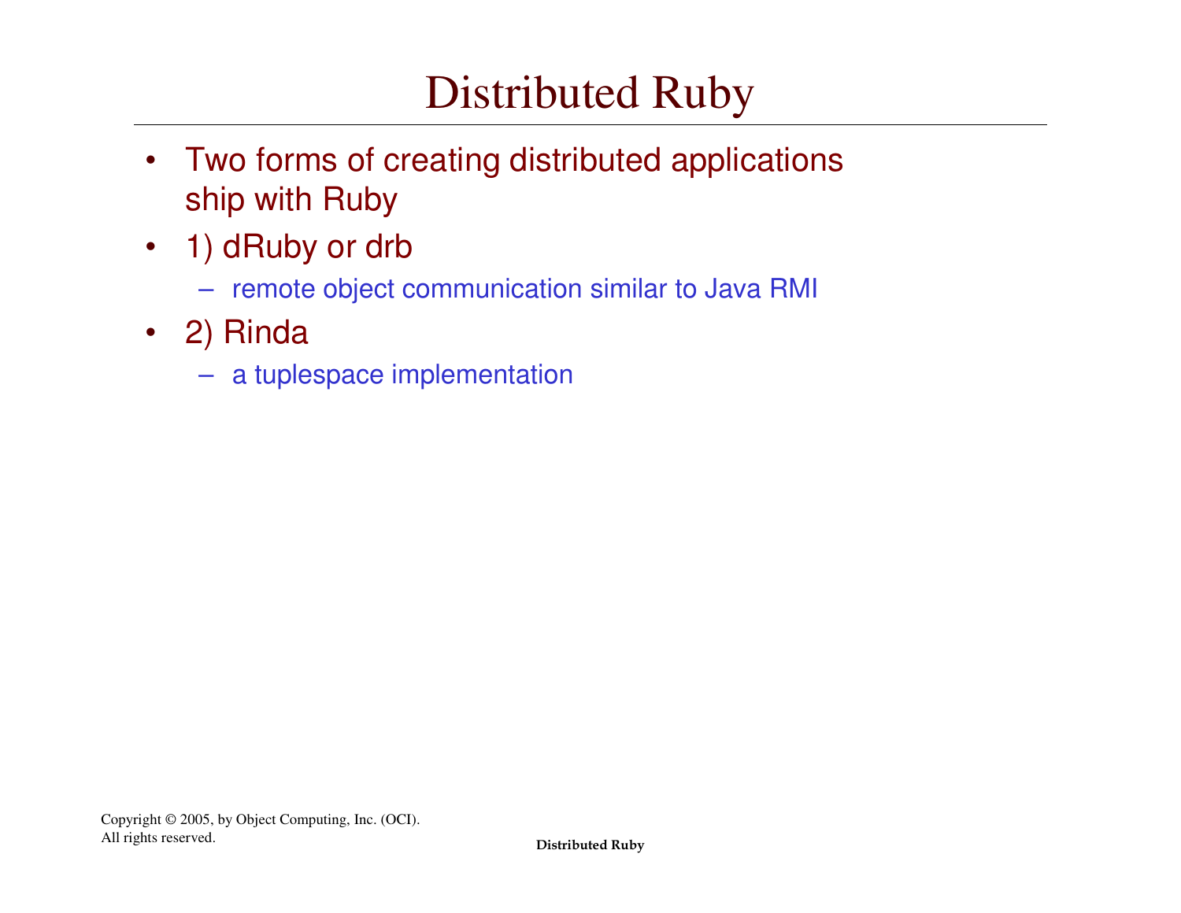# Distributed Ruby

- Two forms of creating distributed applications ship with Ruby
- 1) dRuby or drb
  - remote object communication similar to Java RMI
- 2) Rinda
  - a tuplespace implementation

Copyright © 2005, by Object Computing, Inc. (OCI).
All rights reserved.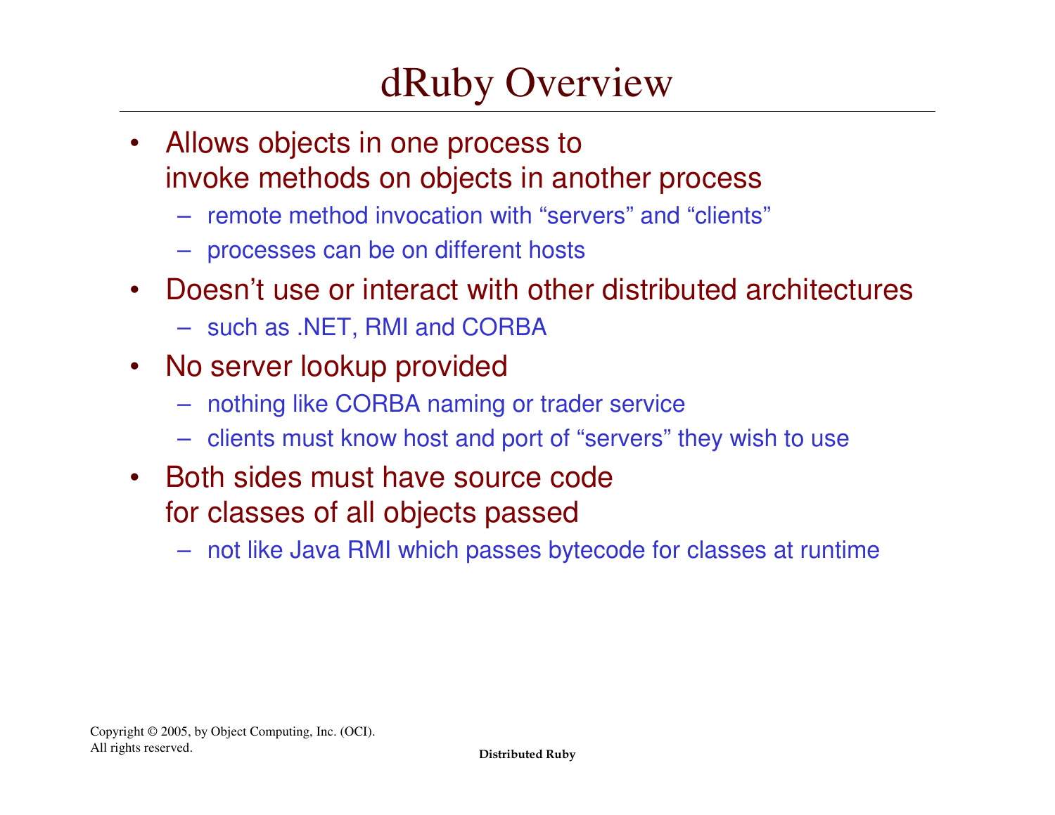# dRuby Overview

- Allows objects in one process to invoke methods on objects in another process
  - remote method invocation with "servers" and "clients"
  - processes can be on different hosts
- Doesn't use or interact with other distributed architectures
  - such as .NET, RMI and CORBA
- No server lookup provided
  - nothing like CORBA naming or trader service
  - clients must know host and port of "servers" they wish to use
- Both sides must have source code for classes of all objects passed
  - not like Java RMI which passes bytecode for classes at runtime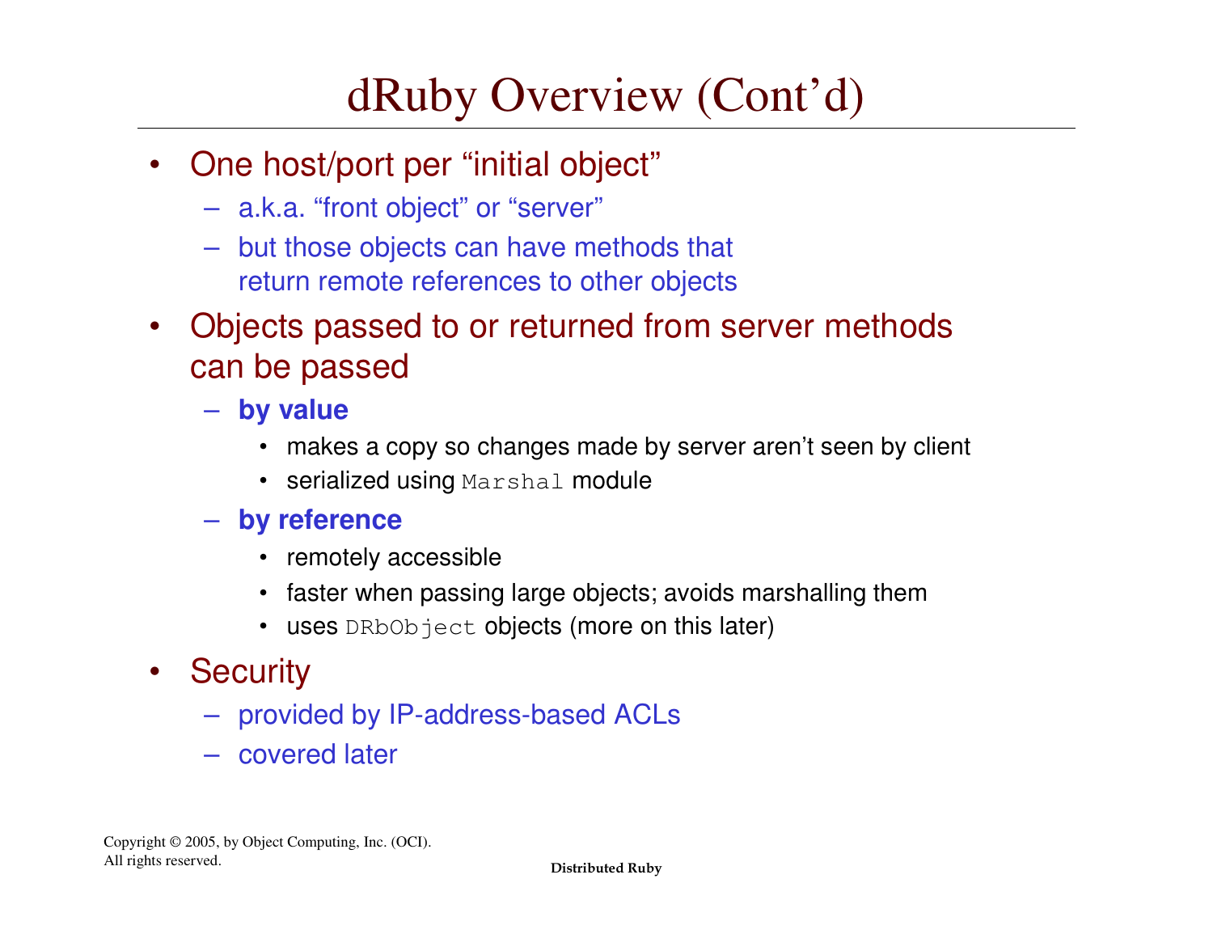# dRuby Overview (Cont'd)

- One host/port per "initial object"
  - a.k.a. "front object" or "server"
  - but those objects can have methods that return remote references to other objects
- Objects passed to or returned from server methods can be passed
  - **by value**
    - makes a copy so changes made by server aren't seen by client
    - serialized using `Marshal` module
  - **by reference**
    - remotely accessible
    - faster when passing large objects; avoids marshalling them
    - uses `DRbObject` objects (more on this later)
- Security
  - provided by IP-address-based ACLs
  - covered later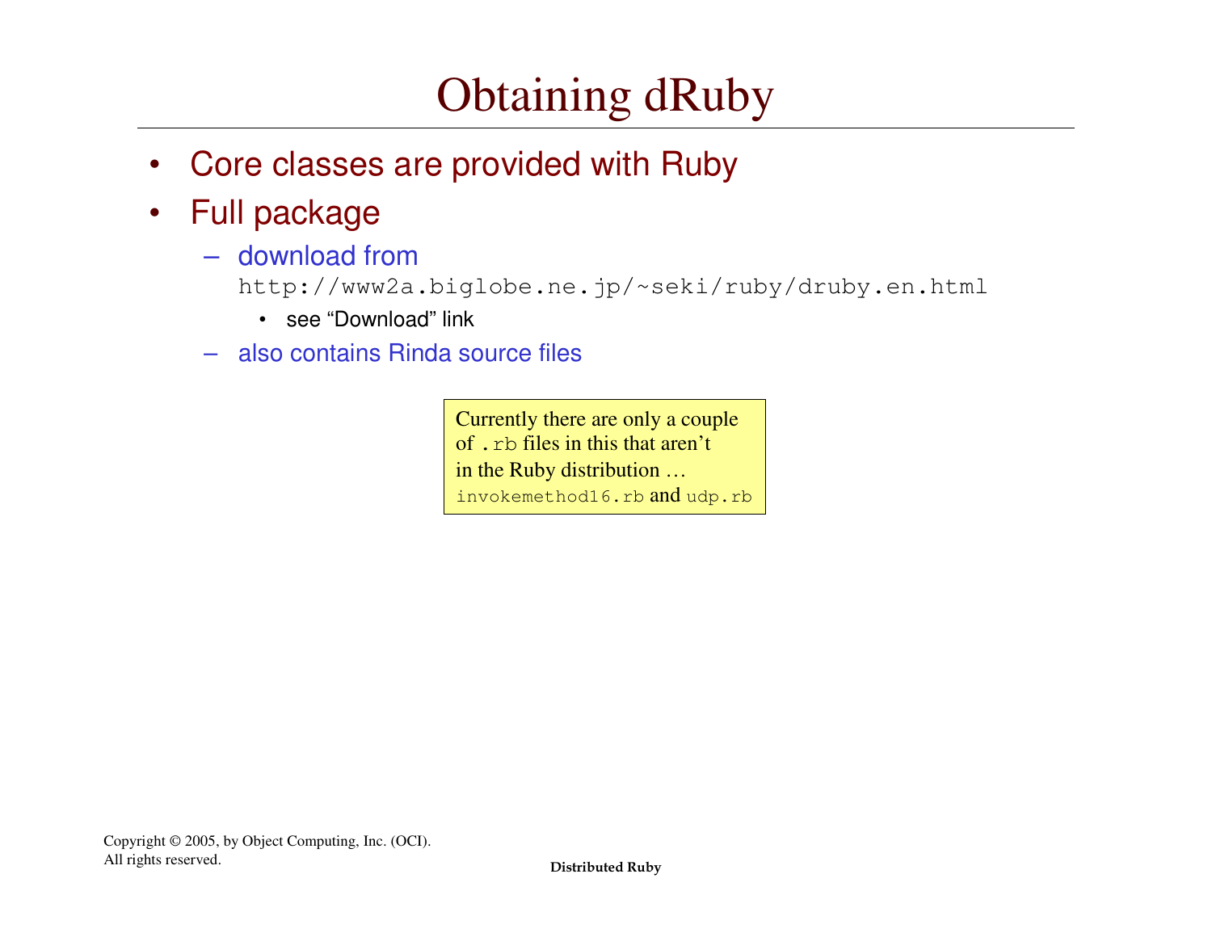# Obtaining dRuby

- Core classes are provided with Ruby
- Full package
  - download from
    `http://www2a.biglobe.ne.jp/~seki/ruby/druby.en.html`
    - see “Download” link
  - also contains Rinda source files

> Currently there are only a couple of `.rb` files in this that aren’t in the Ruby distribution … `invokemethod16.rb` and `udp.rb`

Copyright © 2005, by Object Computing, Inc. (OCI). All rights reserved.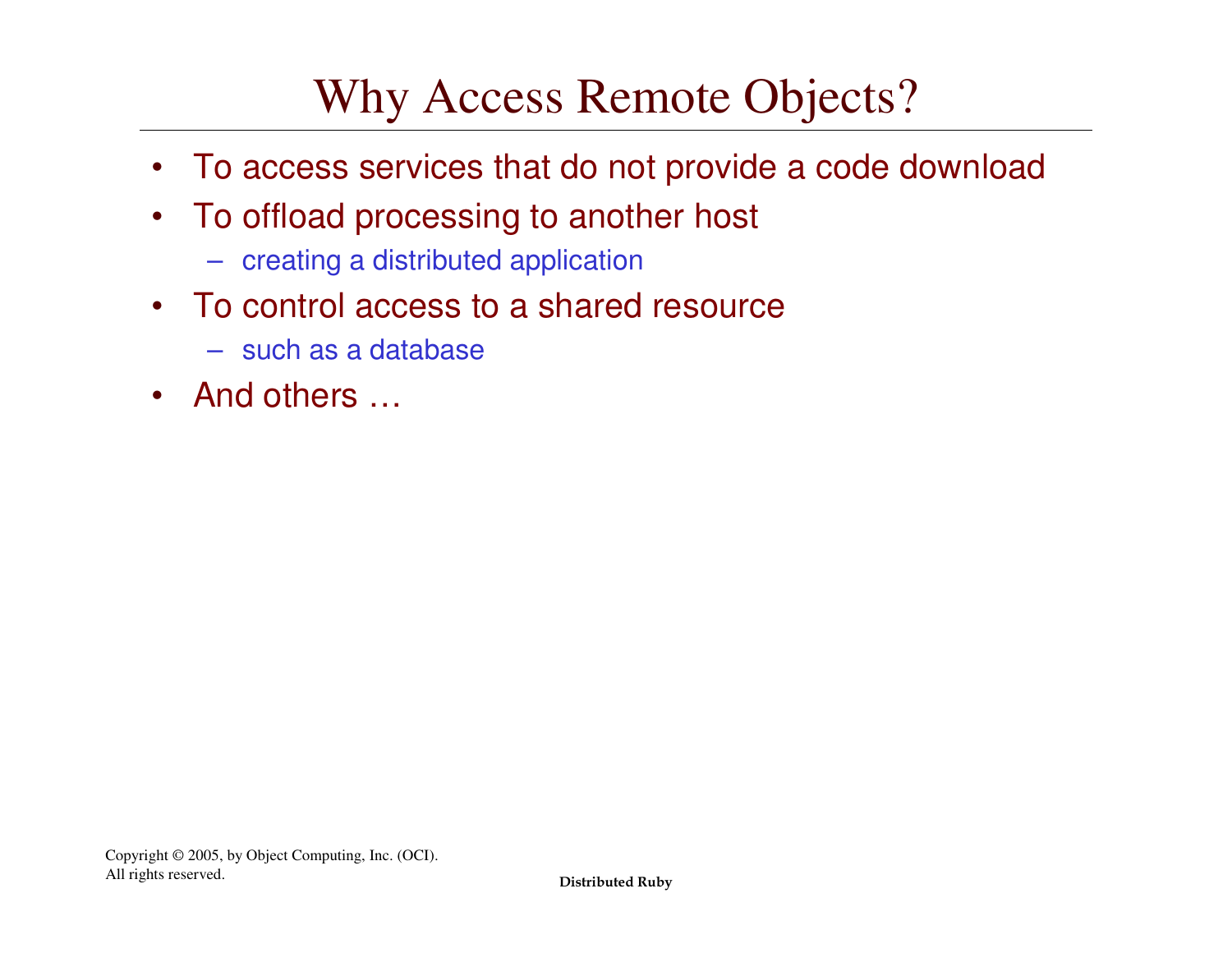# Why Access Remote Objects?

- To access services that do not provide a code download
- To offload processing to another host
  - creating a distributed application
- To control access to a shared resource
  - such as a database
- And others …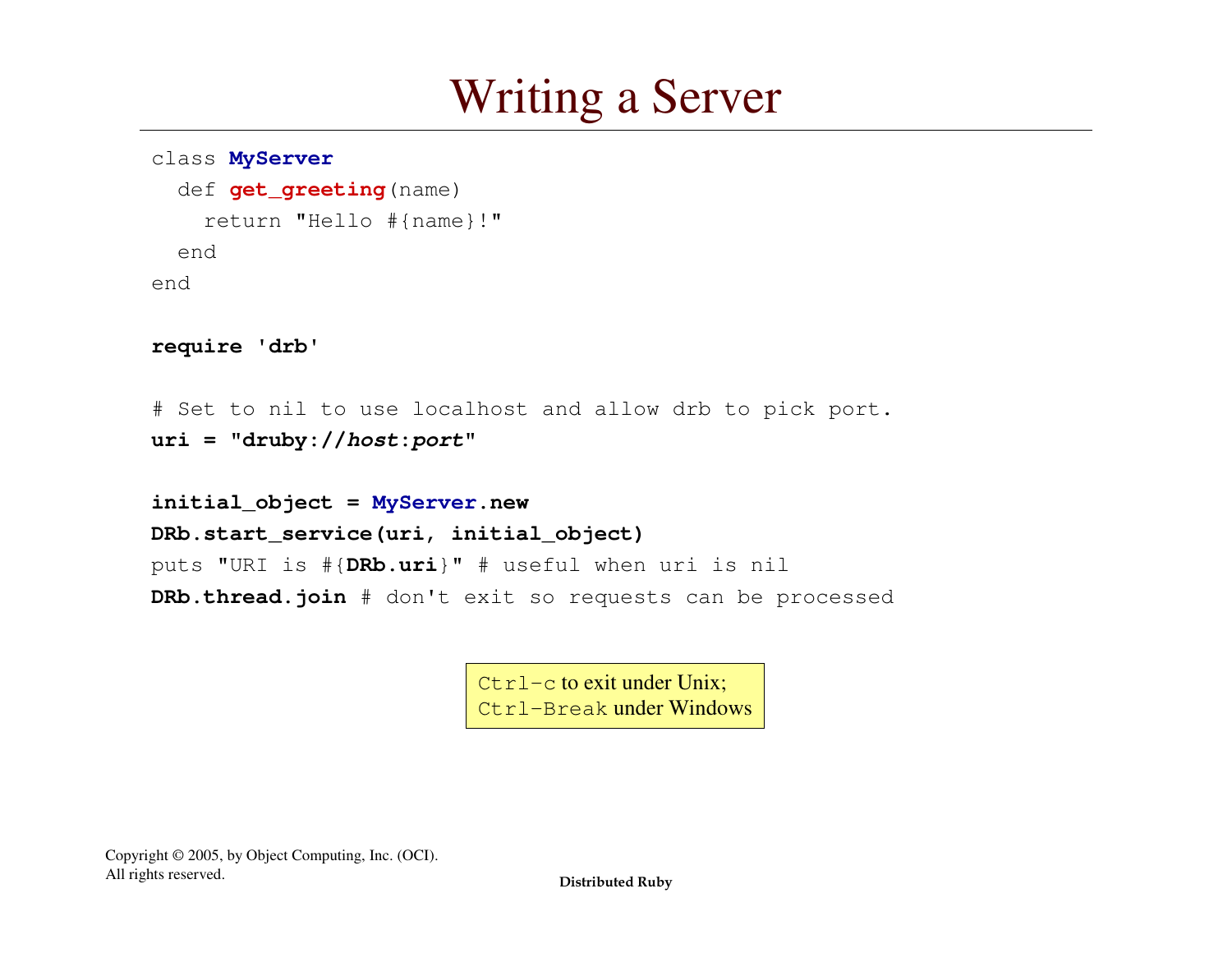# Writing a Server

```
class MyServer
  def get_greeting(name)
    return "Hello #{name}!"
  end
end

require 'drb'

# Set to nil to use localhost and allow drb to pick port.
uri = "druby://host:port"

initial_object = MyServer.new
DRb.start_service(uri, initial_object)
puts "URI is #{DRb.uri}" # useful when uri is nil
DRb.thread.join # don't exit so requests can be processed
```

`Ctrl-c` to exit under Unix;
`Ctrl-Break` under Windows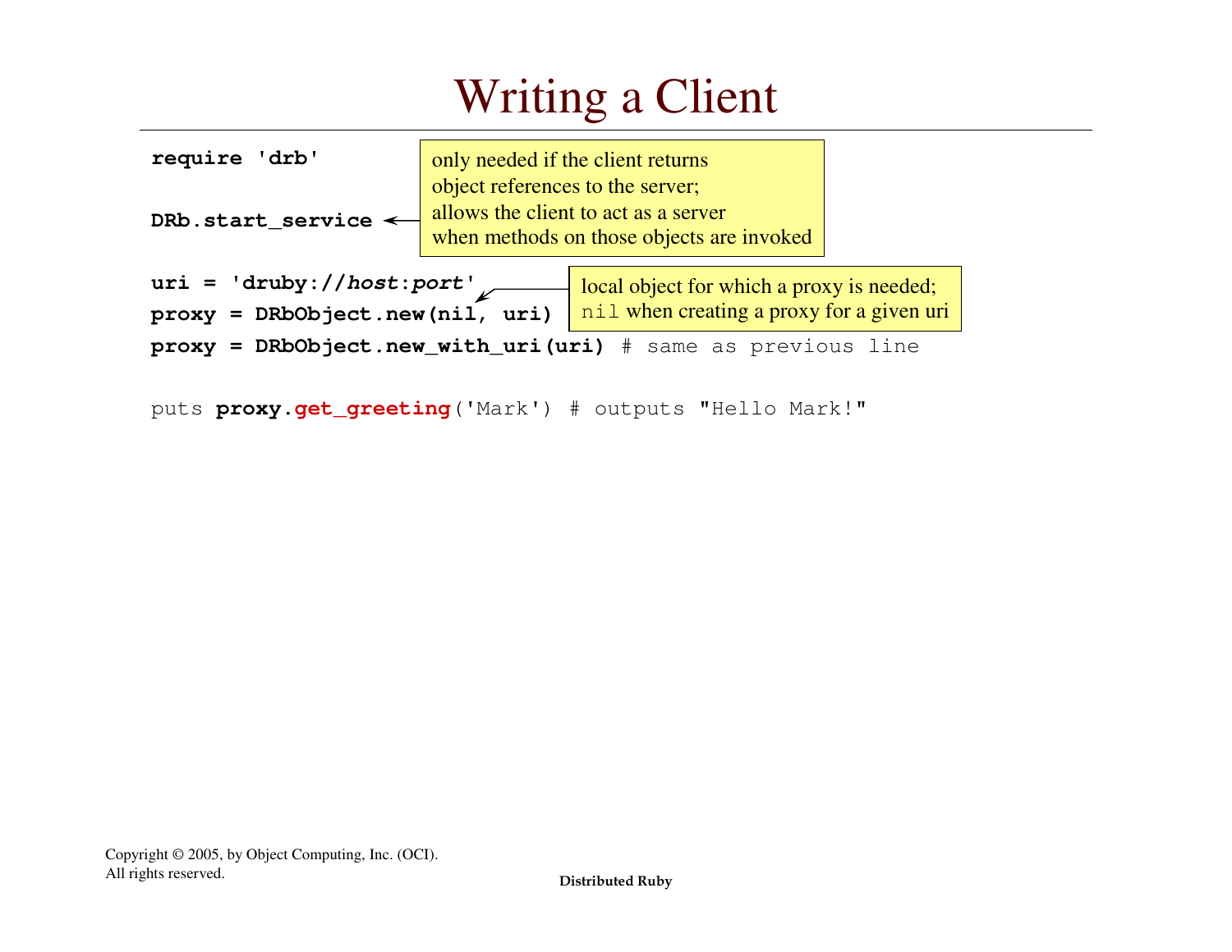# Writing a Client

```
require 'drb'

DRb.start_service

uri = 'druby://host:port'
proxy = DRbObject.new(nil, uri)
proxy = DRbObject.new_with_uri(uri) # same as previous line

puts proxy.get_greeting('Mark') # outputs "Hello Mark!"
```

Callout for `DRb.start_service`: only needed if the client returns object references to the server; allows the client to act as a server when methods on those objects are invoked

Callout for `nil` in `DRbObject.new(nil, uri)`: local object for which a proxy is needed; `nil` when creating a proxy for a given uri

Copyright © 2005, by Object Computing, Inc. (OCI). All rights reserved.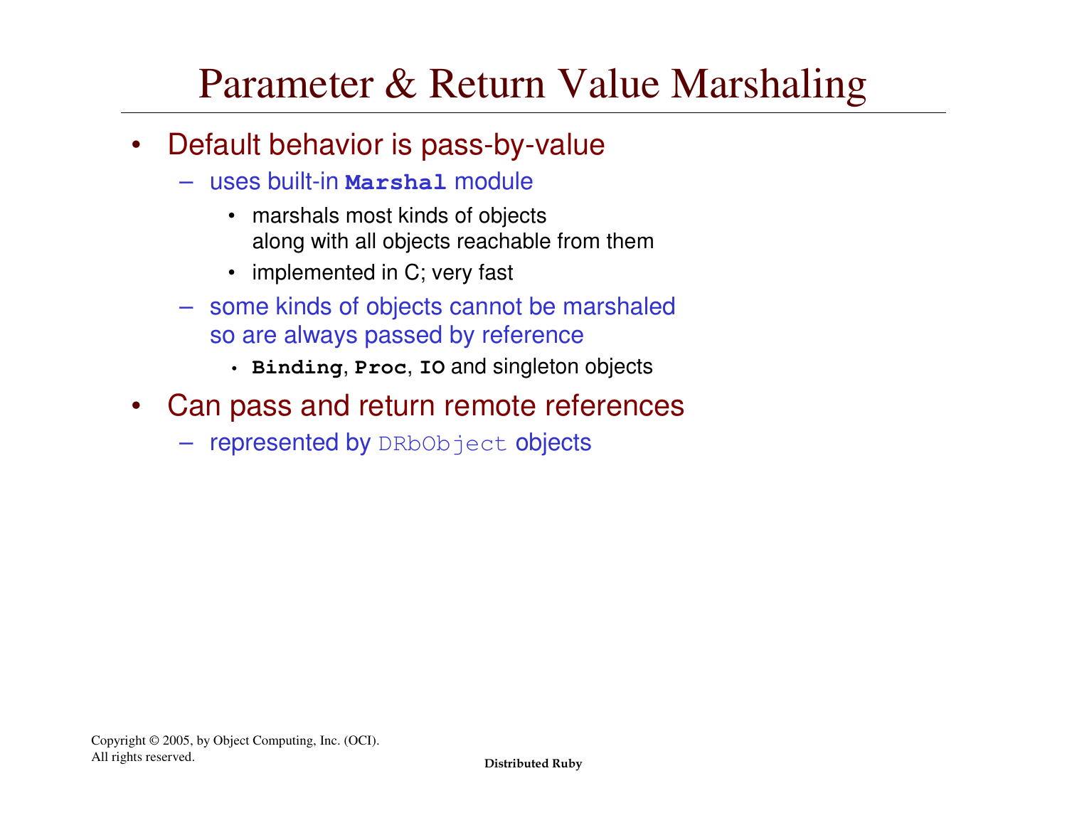# Parameter & Return Value Marshaling

- Default behavior is pass-by-value
  - uses built-in `Marshal` module
    - marshals most kinds of objects along with all objects reachable from them
    - implemented in C; very fast
  - some kinds of objects cannot be marshaled so are always passed by reference
    - `Binding`, `Proc`, `IO` and singleton objects
- Can pass and return remote references
  - represented by `DRbObject` objects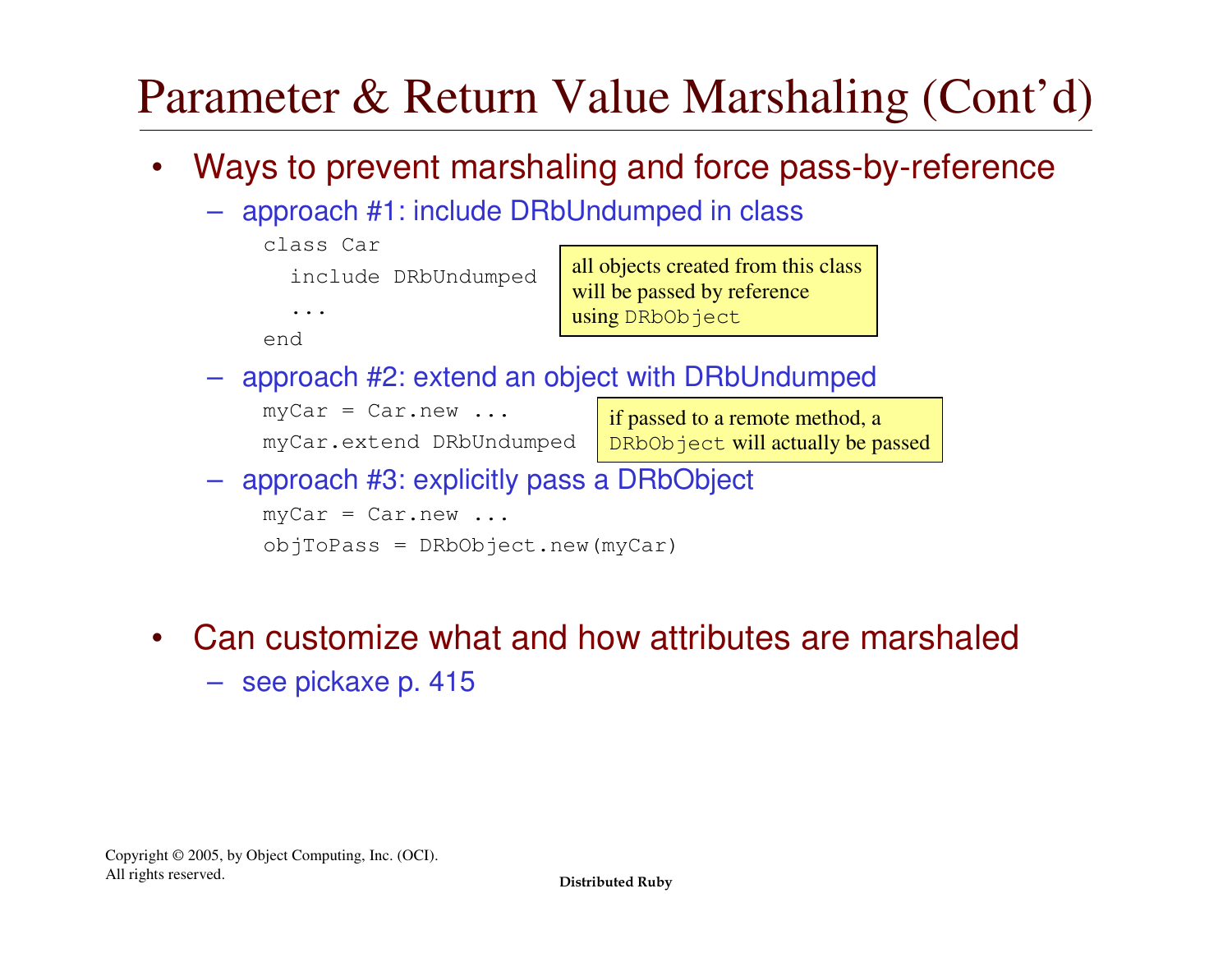# Parameter & Return Value Marshaling (Cont'd)

- Ways to prevent marshaling and force pass-by-reference
  - approach #1: include DRbUndumped in class

```
class Car
  include DRbUndumped
  ...
end
```

> all objects created from this class will be passed by reference using `DRbObject`

  - approach #2: extend an object with DRbUndumped

```
myCar = Car.new ...
myCar.extend DRbUndumped
```

> if passed to a remote method, a `DRbObject` will actually be passed

  - approach #3: explicitly pass a DRbObject

```
myCar = Car.new ...
objToPass = DRbObject.new(myCar)
```

- Can customize what and how attributes are marshaled
  - see pickaxe p. 415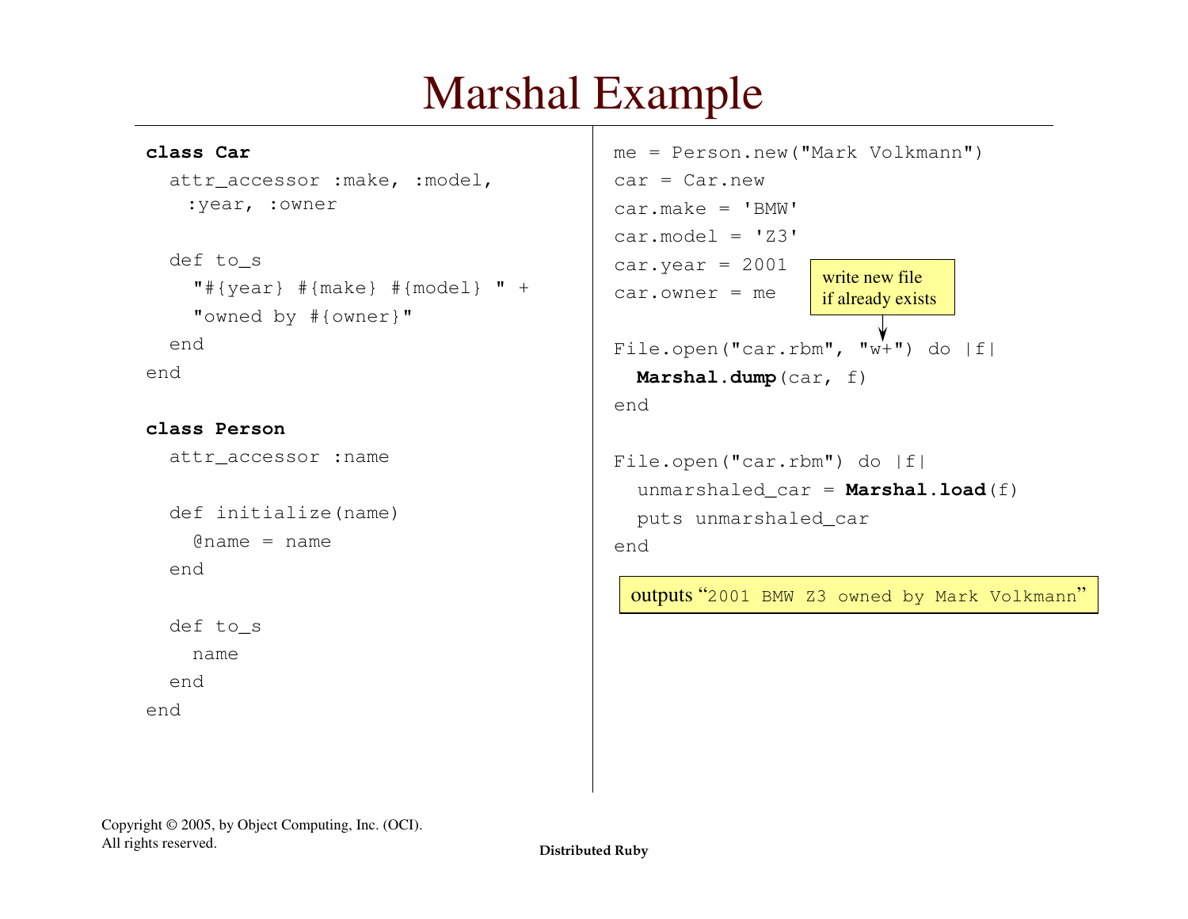# Marshal Example

```ruby
class Car
  attr_accessor :make, :model,
    :year, :owner

  def to_s
    "#{year} #{make} #{model} " +
    "owned by #{owner}"
  end
end

class Person
  attr_accessor :name

  def initialize(name)
    @name = name
  end

  def to_s
    name
  end
end
```

```ruby
me = Person.new("Mark Volkmann")
car = Car.new
car.make = 'BMW'
car.model = 'Z3'
car.year = 2001
car.owner = me

File.open("car.rbm", "w+") do |f|
  Marshal.dump(car, f)
end

File.open("car.rbm") do |f|
  unmarshaled_car = Marshal.load(f)
  puts unmarshaled_car
end
```

write new file if already exists

outputs "`2001 BMW Z3 owned by Mark Volkmann`"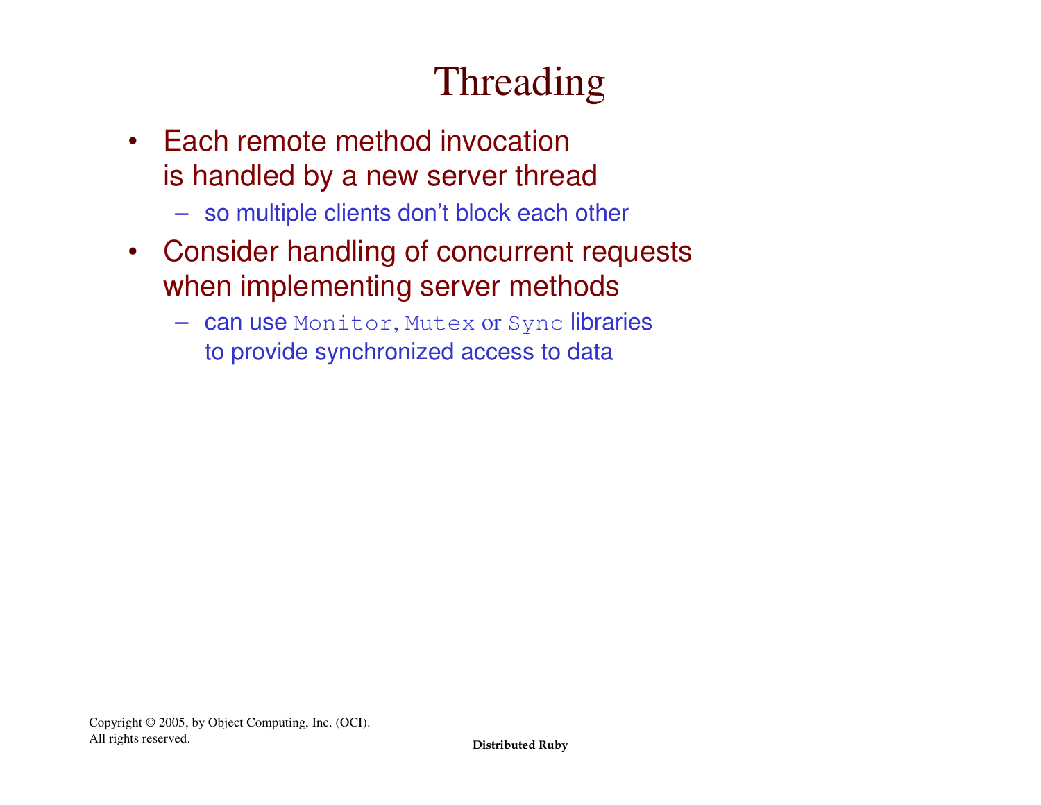# Threading

- Each remote method invocation is handled by a new server thread
  - so multiple clients don't block each other
- Consider handling of concurrent requests when implementing server methods
  - can use `Monitor`, `Mutex` or `Sync` libraries to provide synchronized access to data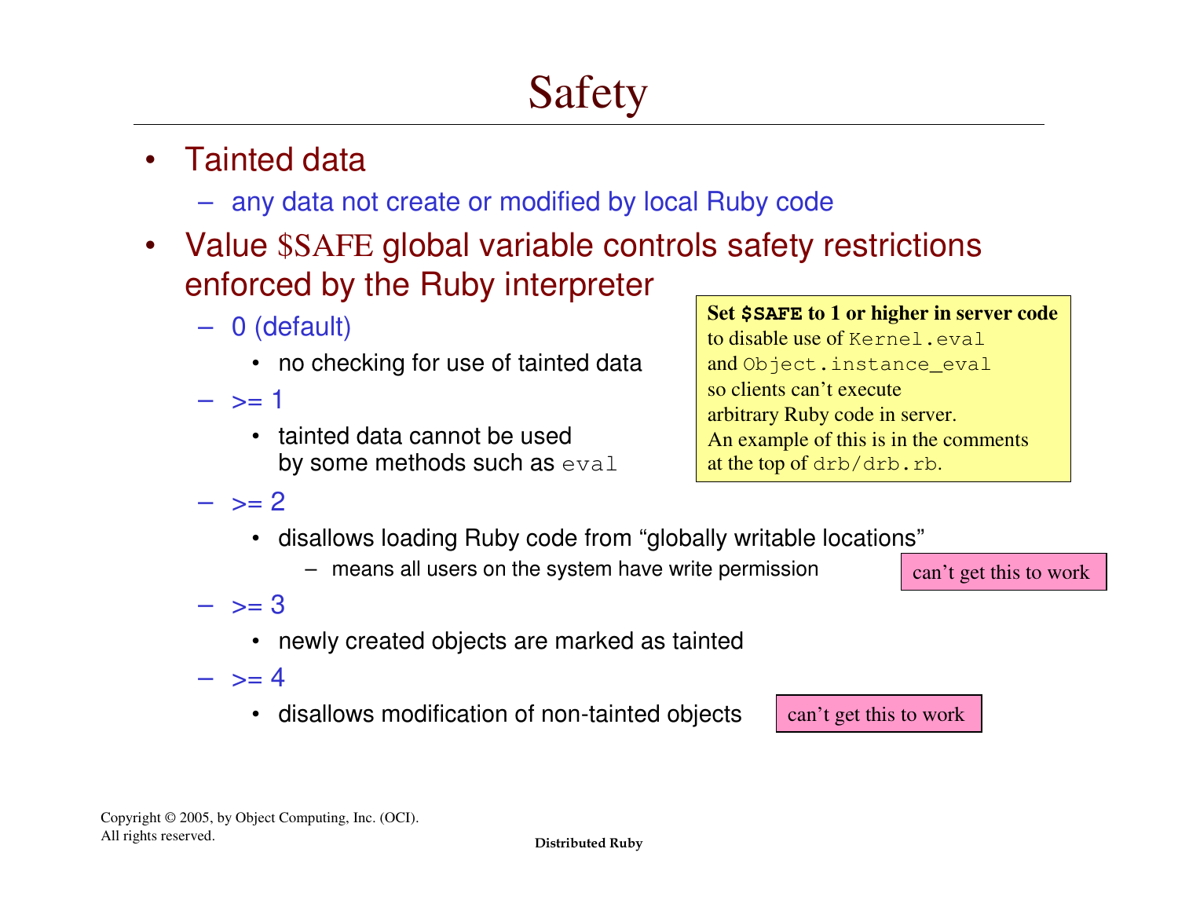# Safety

- Tainted data
  - any data not create or modified by local Ruby code
- Value $SAFE global variable controls safety restrictions enforced by the Ruby interpreter
  - 0 (default)
    - no checking for use of tainted data
  - >= 1
    - tainted data cannot be used by some methods such as `eval`
  - >= 2
    - disallows loading Ruby code from "globally writable locations"
      - means all users on the system have write permission
  - >= 3
    - newly created objects are marked as tainted
  - >= 4
    - disallows modification of non-tainted objects

**Set `$SAFE` to 1 or higher in server code** to disable use of `Kernel.eval` and `Object.instance_eval` so clients can't execute arbitrary Ruby code in server. An example of this is in the comments at the top of `drb/drb.rb`.

can't get this to work (>= 2)

can't get this to work (>= 4)

Copyright © 2005, by Object Computing, Inc. (OCI). All rights reserved.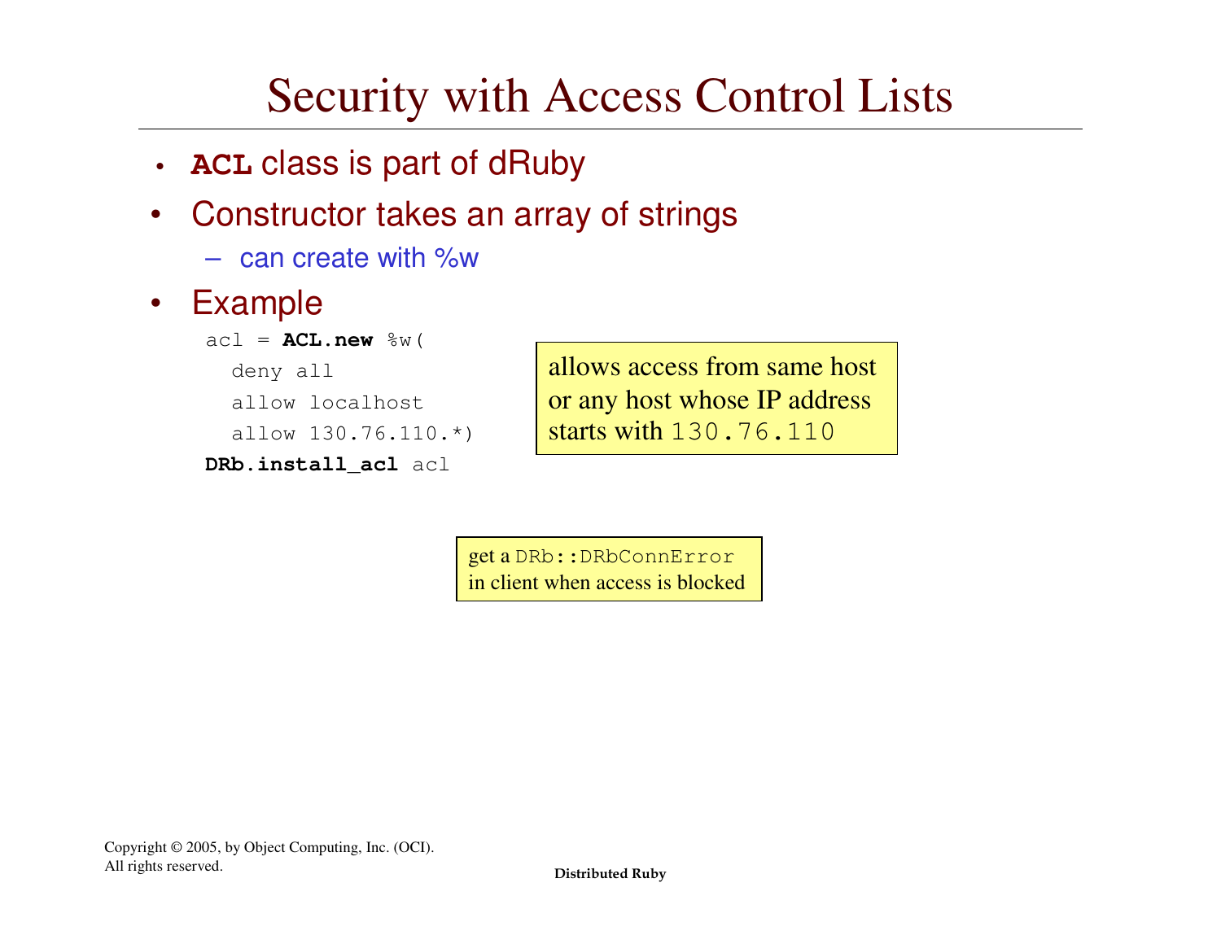# Security with Access Control Lists

- **ACL** class is part of dRuby
- Constructor takes an array of strings
  - can create with %w
- Example

```
acl = ACL.new %w(
  deny all
  allow localhost
  allow 130.76.110.*)
DRb.install_acl acl
```

allows access from same host or any host whose IP address starts with `130.76.110`

get a `DRb::DRbConnError` in client when access is blocked

Copyright © 2005, by Object Computing, Inc. (OCI). All rights reserved.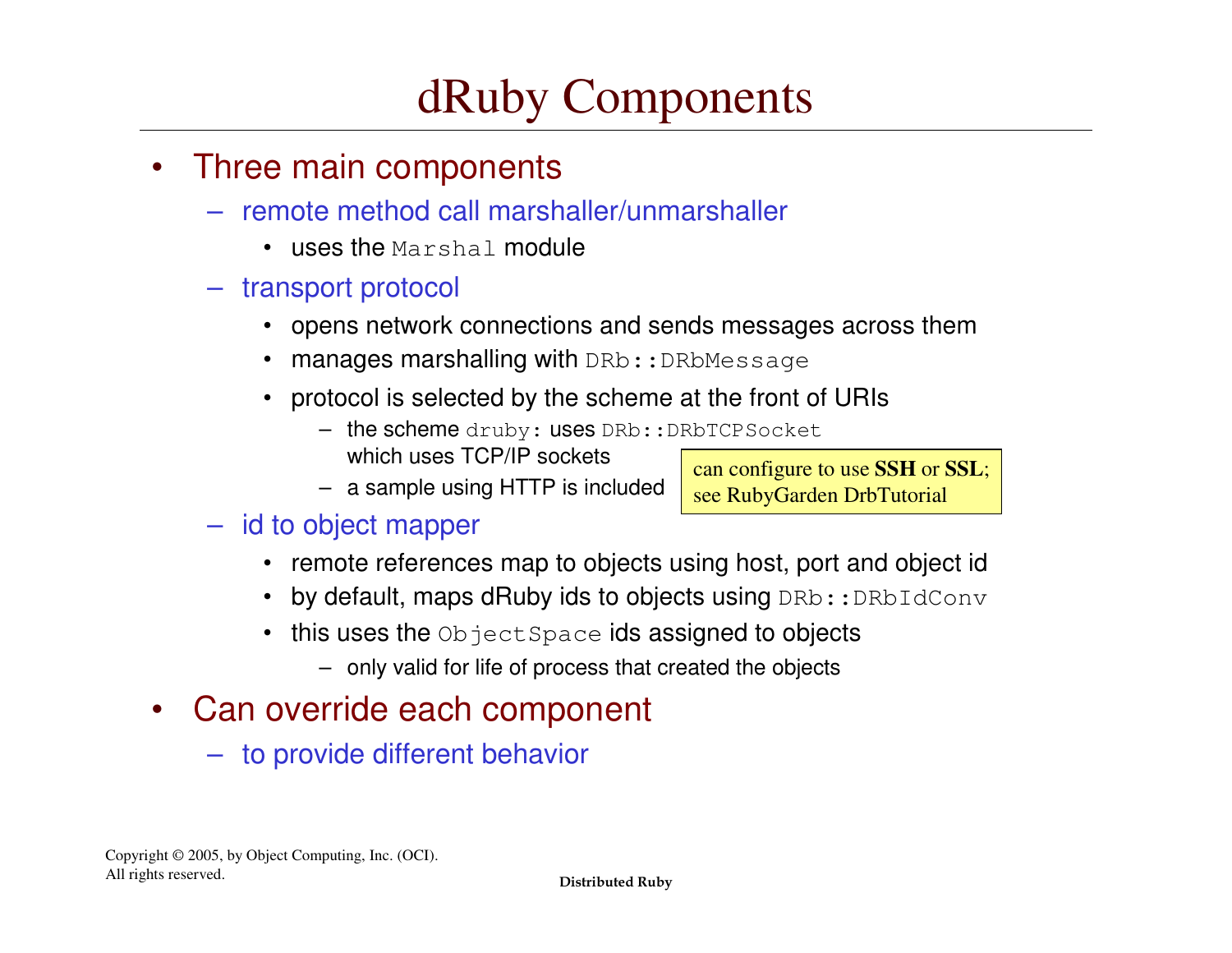# dRuby Components

- Three main components
  - remote method call marshaller/unmarshaller
    - uses the `Marshal` module
  - transport protocol
    - opens network connections and sends messages across them
    - manages marshalling with `DRb::DRbMessage`
    - protocol is selected by the scheme at the front of URIs
      - the scheme `druby:` uses `DRb::DRbTCPSocket` which uses TCP/IP sockets
      - a sample using HTTP is included

    > can configure to use **SSH** or **SSL**; see RubyGarden DrbTutorial

  - id to object mapper
    - remote references map to objects using host, port and object id
    - by default, maps dRuby ids to objects using `DRb::DRbIdConv`
    - this uses the `ObjectSpace` ids assigned to objects
      - only valid for life of process that created the objects
- Can override each component
  - to provide different behavior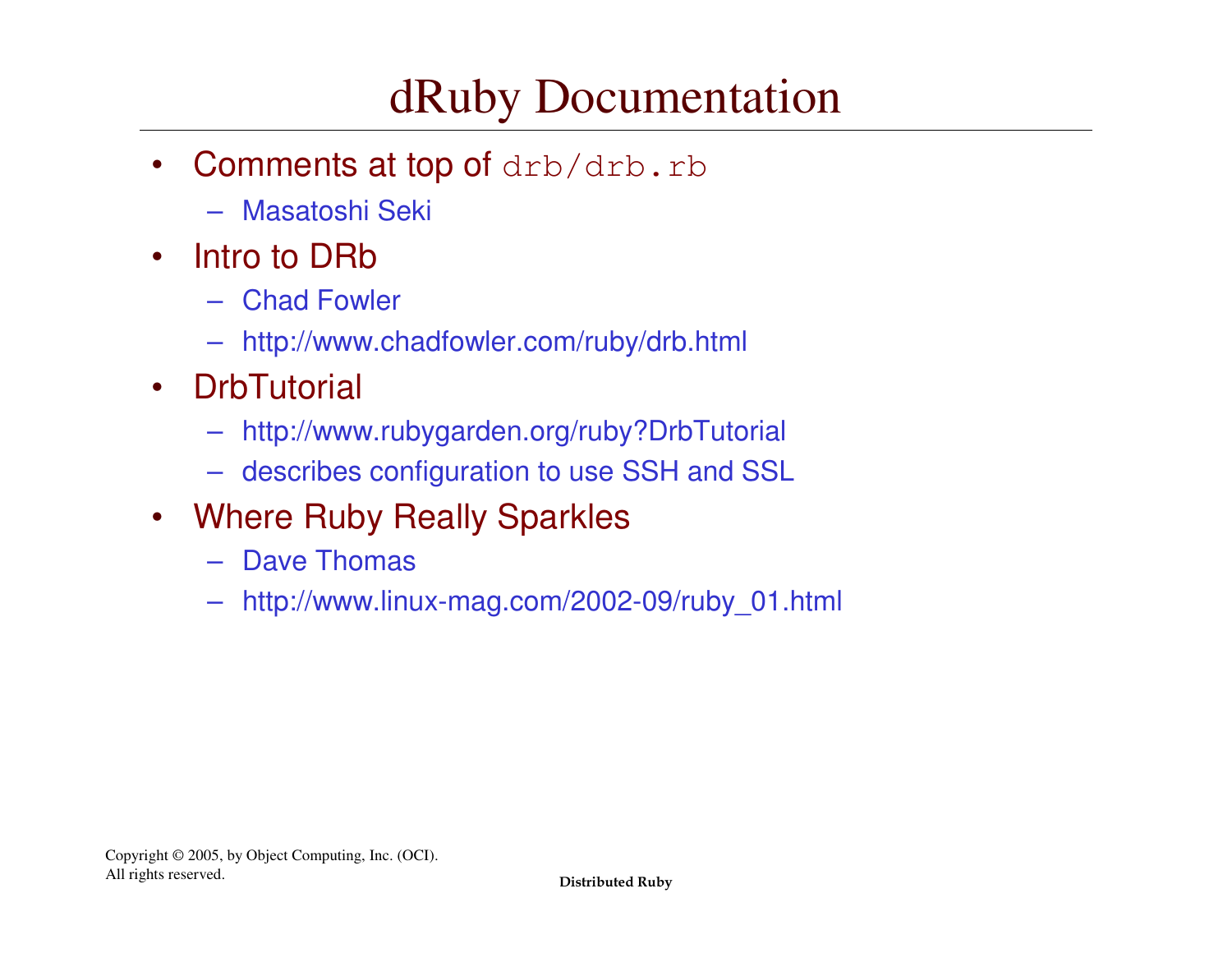# dRuby Documentation

- Comments at top of `drb/drb.rb`
  - Masatoshi Seki
- Intro to DRb
  - Chad Fowler
  - http://www.chadfowler.com/ruby/drb.html
- DrbTutorial
  - http://www.rubygarden.org/ruby?DrbTutorial
  - describes configuration to use SSH and SSL
- Where Ruby Really Sparkles
  - Dave Thomas
  - http://www.linux-mag.com/2002-09/ruby_01.html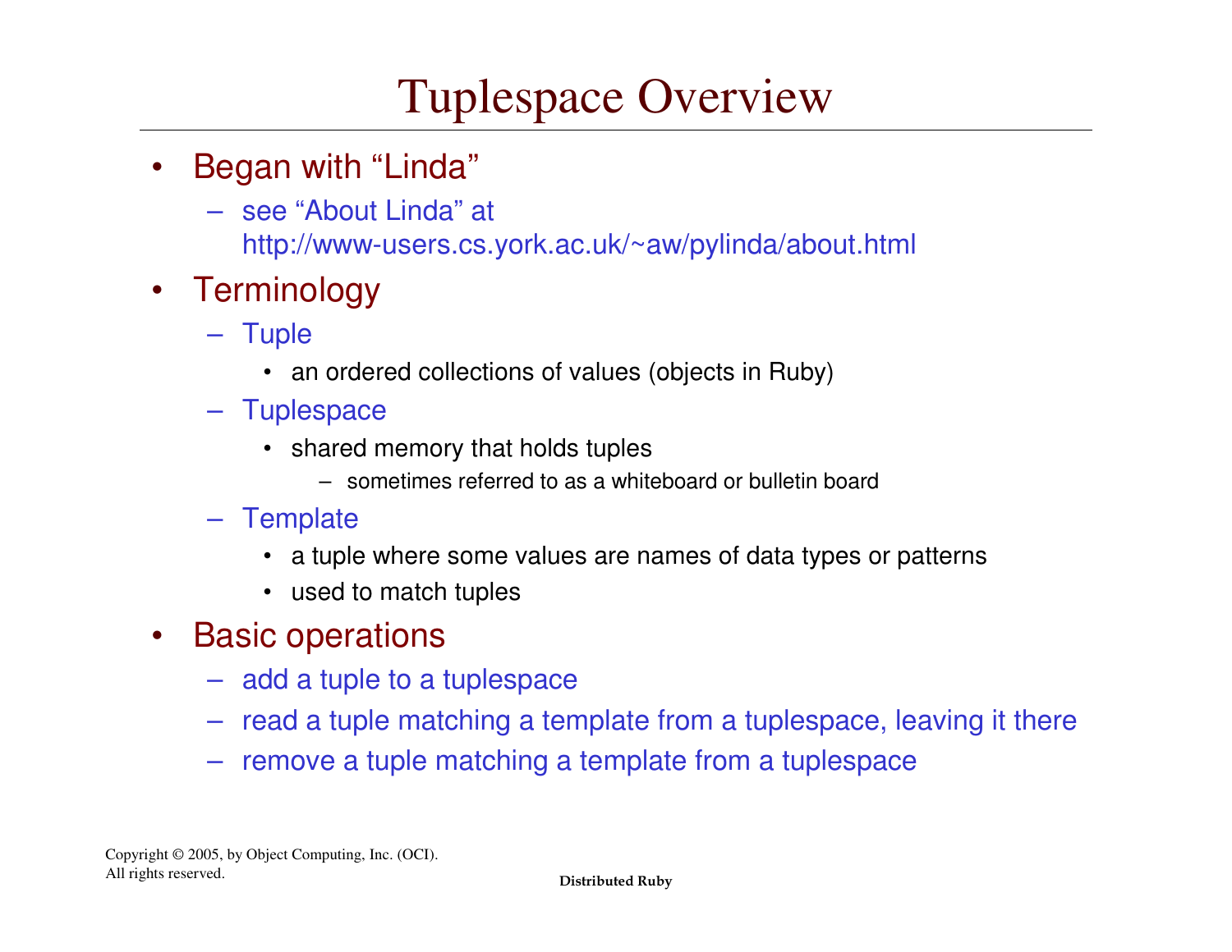# Tuplespace Overview

- Began with "Linda"
  - see "About Linda" at http://www-users.cs.york.ac.uk/~aw/pylinda/about.html
- Terminology
  - Tuple
    - an ordered collections of values (objects in Ruby)
  - Tuplespace
    - shared memory that holds tuples
      - sometimes referred to as a whiteboard or bulletin board
  - Template
    - a tuple where some values are names of data types or patterns
    - used to match tuples
- Basic operations
  - add a tuple to a tuplespace
  - read a tuple matching a template from a tuplespace, leaving it there
  - remove a tuple matching a template from a tuplespace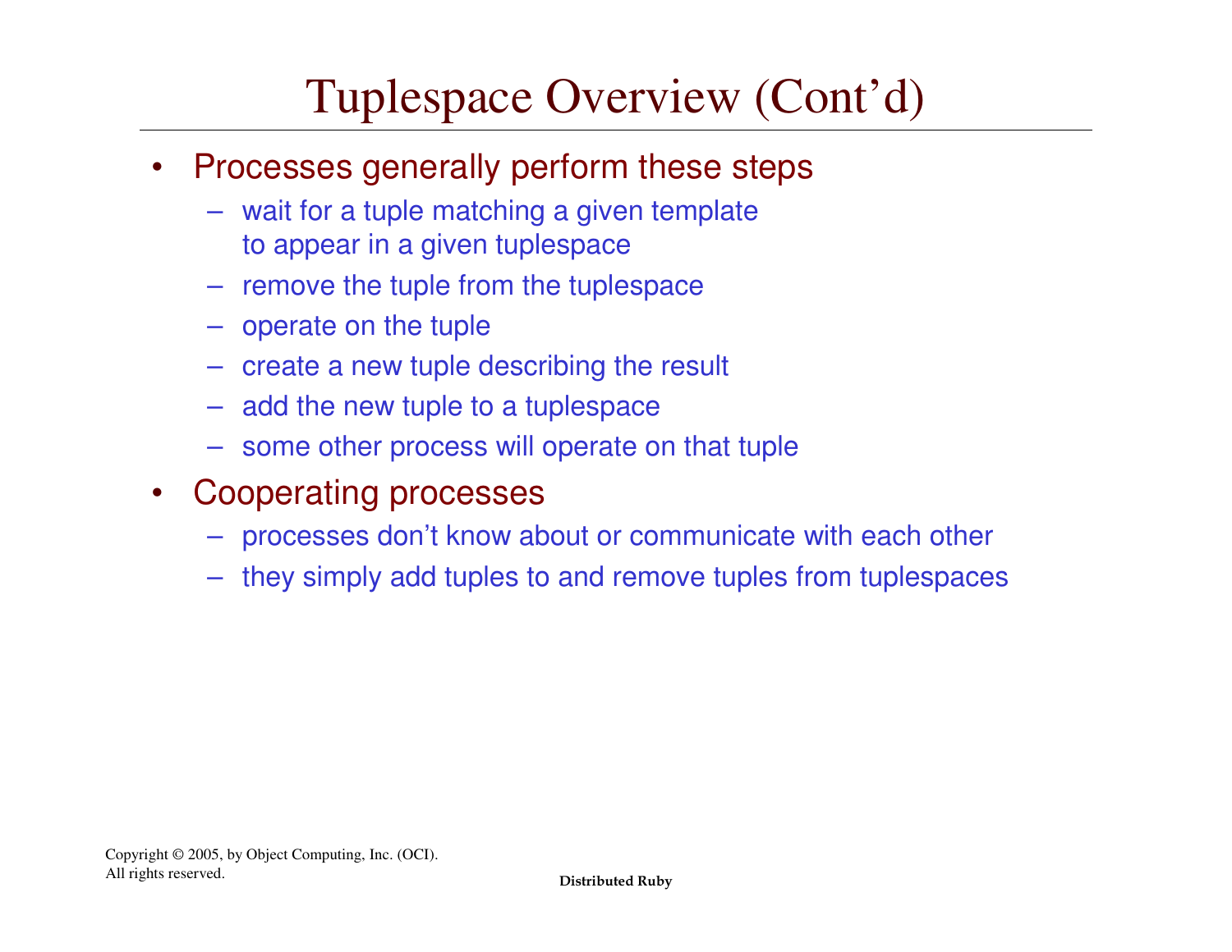# Tuplespace Overview (Cont'd)

- Processes generally perform these steps
  - wait for a tuple matching a given template to appear in a given tuplespace
  - remove the tuple from the tuplespace
  - operate on the tuple
  - create a new tuple describing the result
  - add the new tuple to a tuplespace
  - some other process will operate on that tuple
- Cooperating processes
  - processes don't know about or communicate with each other
  - they simply add tuples to and remove tuples from tuplespaces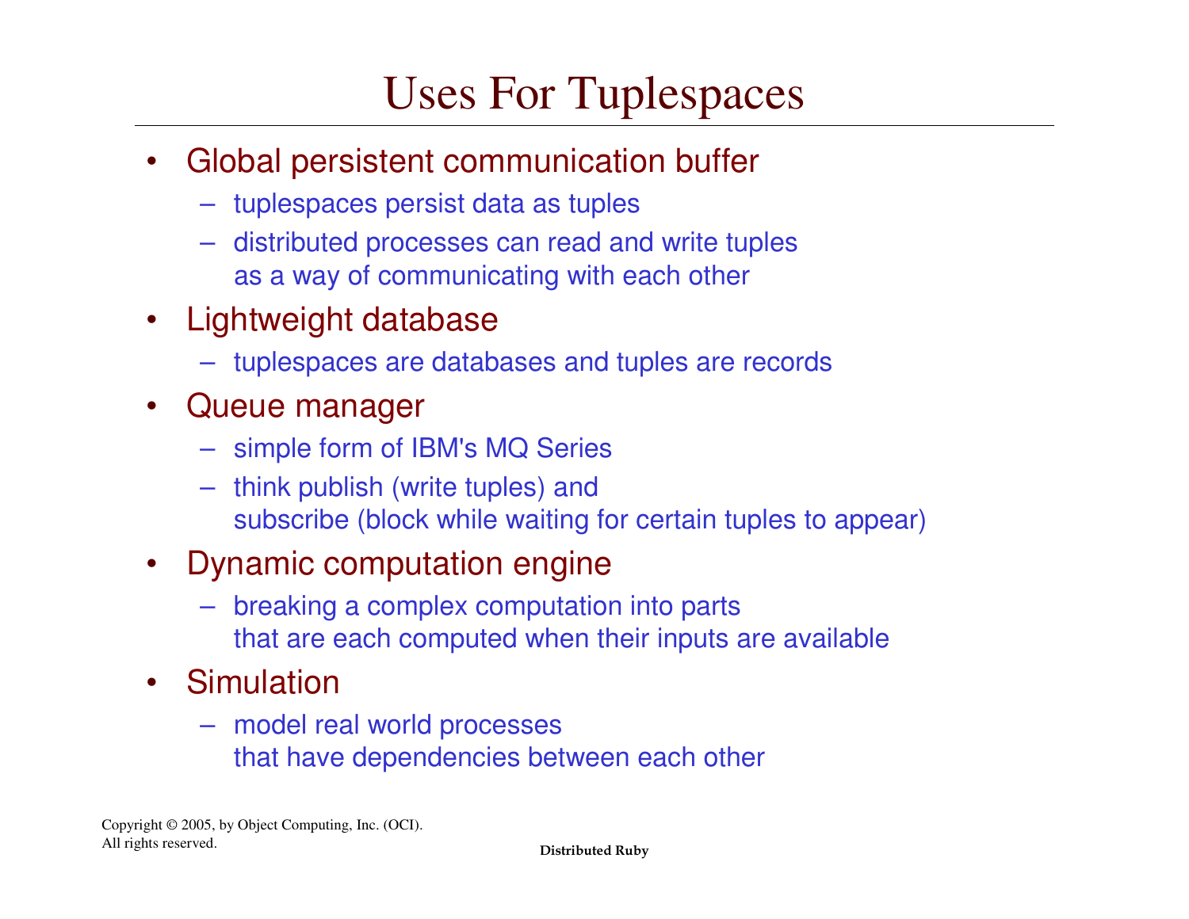# Uses For Tuplespaces

- Global persistent communication buffer
  - tuplespaces persist data as tuples
  - distributed processes can read and write tuples as a way of communicating with each other
- Lightweight database
  - tuplespaces are databases and tuples are records
- Queue manager
  - simple form of IBM's MQ Series
  - think publish (write tuples) and subscribe (block while waiting for certain tuples to appear)
- Dynamic computation engine
  - breaking a complex computation into parts that are each computed when their inputs are available
- Simulation
  - model real world processes that have dependencies between each other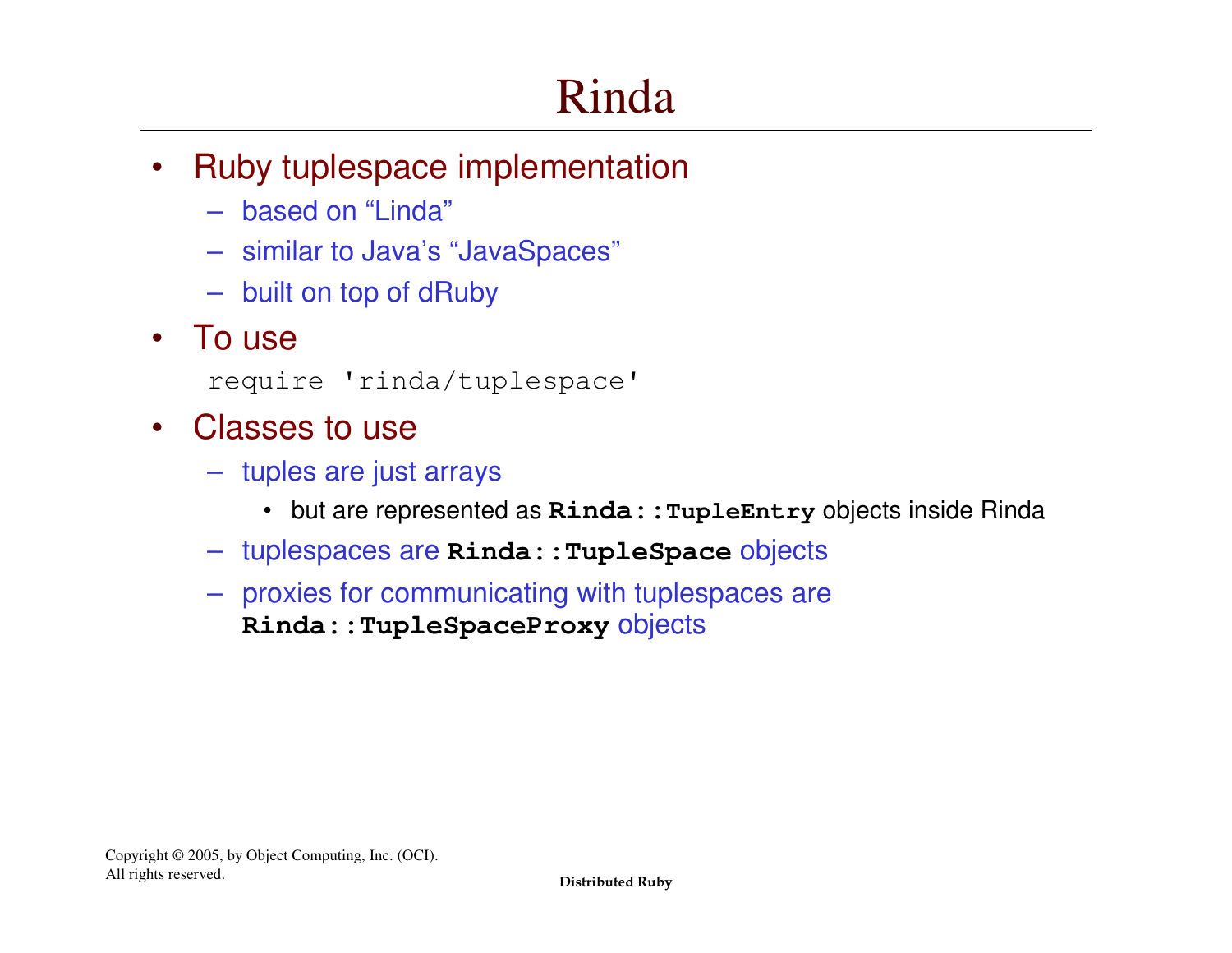# Rinda

- Ruby tuplespace implementation
  - based on “Linda”
  - similar to Java’s “JavaSpaces”
  - built on top of dRuby
- To use

```
require 'rinda/tuplespace'
```

- Classes to use
  - tuples are just arrays
    - but are represented as **`Rinda::TupleEntry`** objects inside Rinda
  - tuplespaces are **`Rinda::TupleSpace`** objects
  - proxies for communicating with tuplespaces are **`Rinda::TupleSpaceProxy`** objects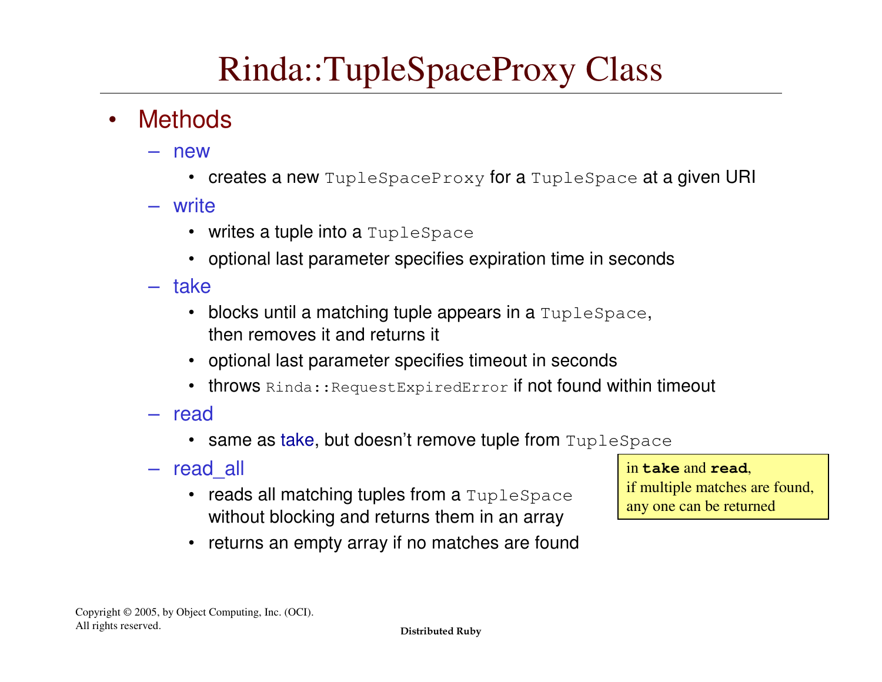# Rinda::TupleSpaceProxy Class

- Methods
  - new
    - creates a new `TupleSpaceProxy` for a `TupleSpace` at a given URI
  - write
    - writes a tuple into a `TupleSpace`
    - optional last parameter specifies expiration time in seconds
  - take
    - blocks until a matching tuple appears in a `TupleSpace`, then removes it and returns it
    - optional last parameter specifies timeout in seconds
    - throws `Rinda::RequestExpiredError` if not found within timeout
  - read
    - same as take, but doesn't remove tuple from `TupleSpace`
  - read_all
    - reads all matching tuples from a `TupleSpace` without blocking and returns them in an array
    - returns an empty array if no matches are found

> in **`take`** and **`read`**,
> if multiple matches are found,
> any one can be returned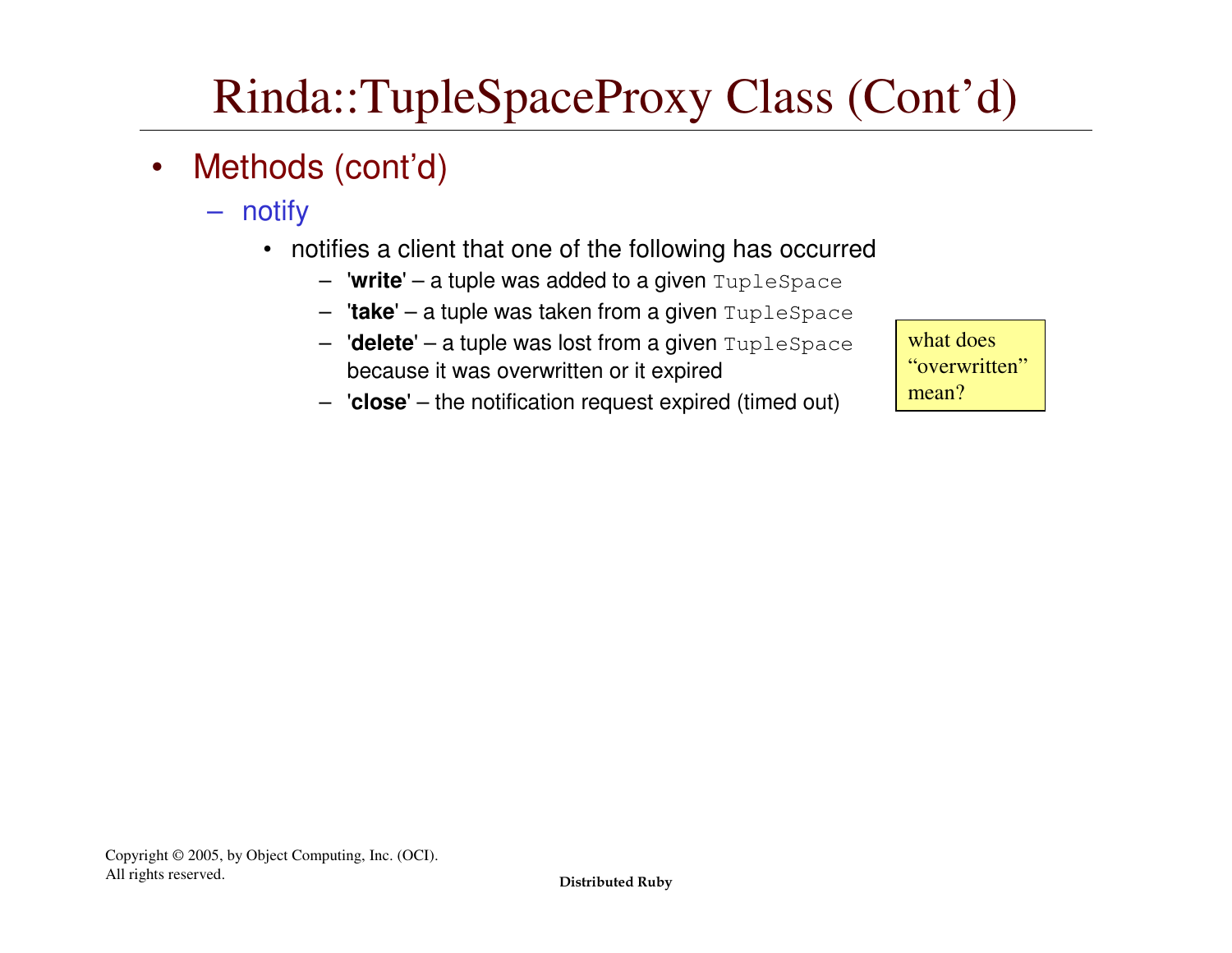# Rinda::TupleSpaceProxy Class (Cont'd)

- Methods (cont'd)
  - notify
    - notifies a client that one of the following has occurred
      - '**write**' – a tuple was added to a given `TupleSpace`
      - '**take**' – a tuple was taken from a given `TupleSpace`
      - '**delete**' – a tuple was lost from a given `TupleSpace` because it was overwritten or it expired
      - '**close**' – the notification request expired (timed out)

what does "overwritten" mean?

Copyright © 2005, by Object Computing, Inc. (OCI).
All rights reserved.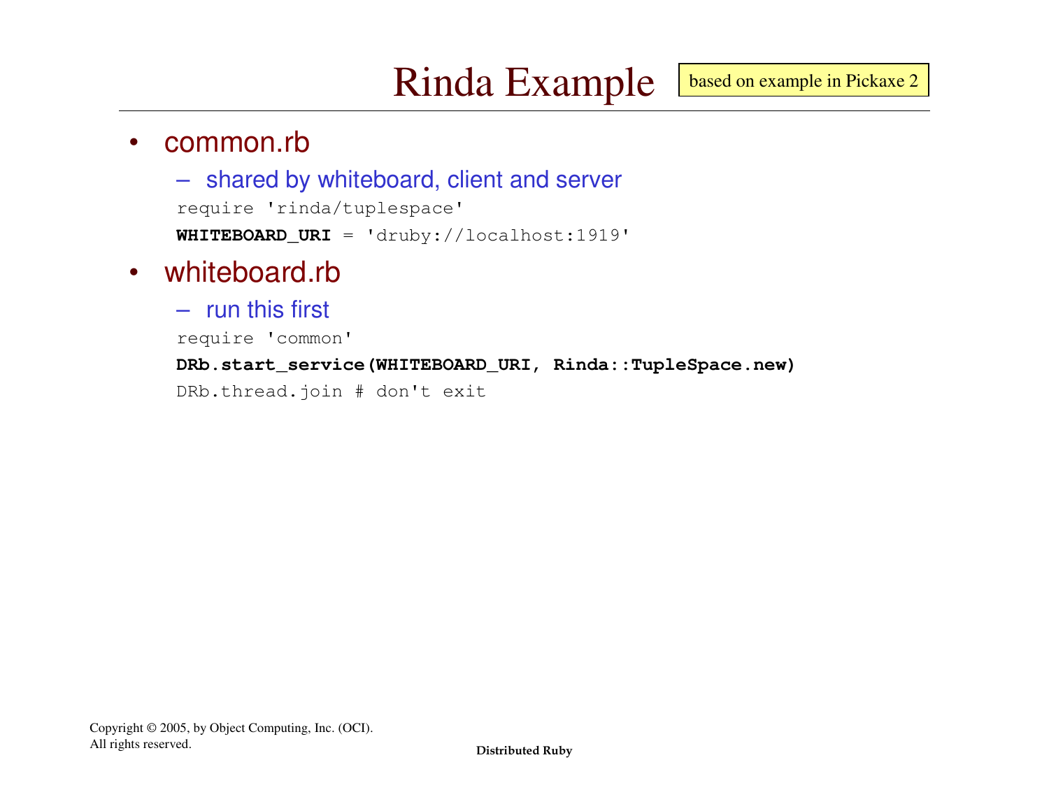# Rinda Example

based on example in Pickaxe 2

- common.rb
  - shared by whiteboard, client and server

```
require 'rinda/tuplespace'
WHITEBOARD_URI = 'druby://localhost:1919'
```

- whiteboard.rb
  - run this first

```
require 'common'
DRb.start_service(WHITEBOARD_URI, Rinda::TupleSpace.new)
DRb.thread.join # don't exit
```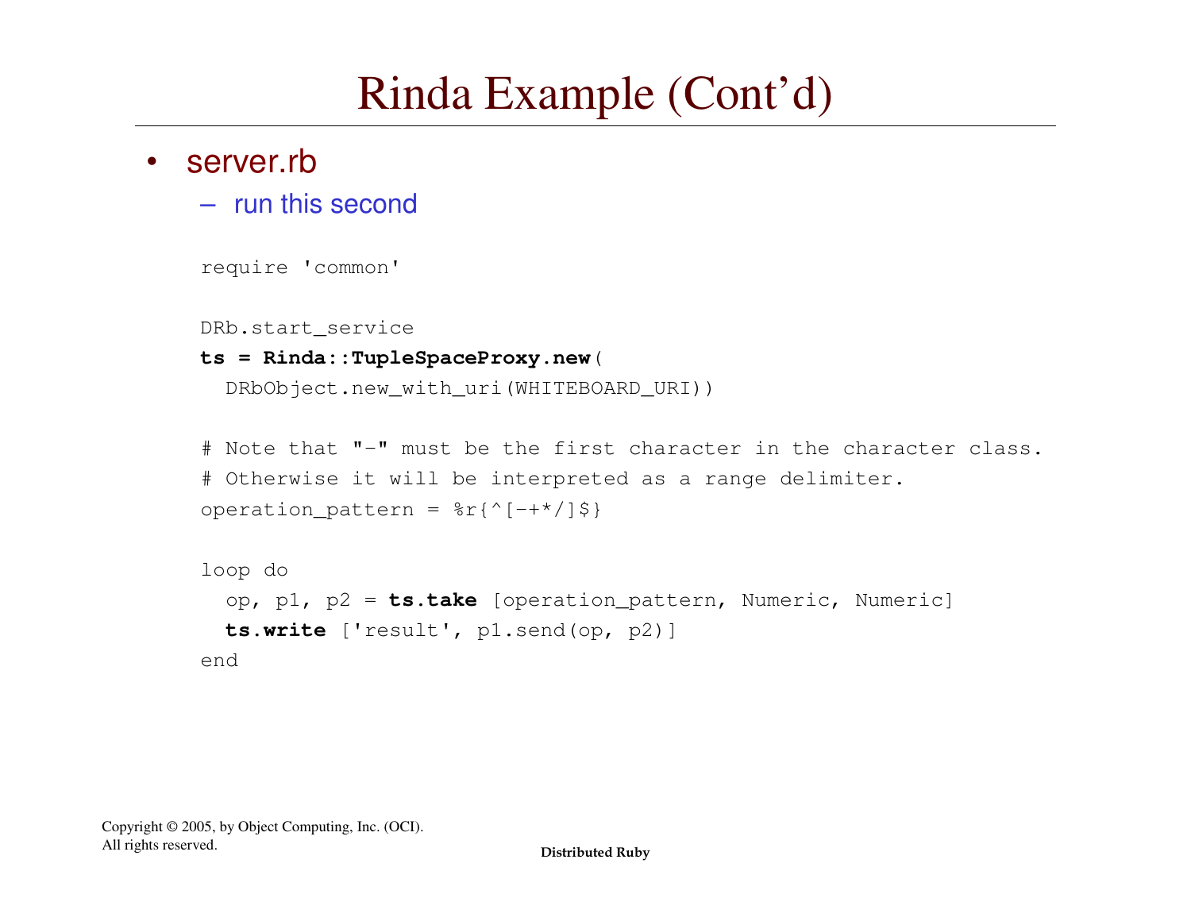# Rinda Example (Cont'd)

- server.rb
  - run this second

```
require 'common'

DRb.start_service
ts = Rinda::TupleSpaceProxy.new(
  DRbObject.new_with_uri(WHITEBOARD_URI))

# Note that "-" must be the first character in the character class.
# Otherwise it will be interpreted as a range delimiter.
operation_pattern = %r{^[-+*/]$}

loop do
  op, p1, p2 = ts.take [operation_pattern, Numeric, Numeric]
  ts.write ['result', p1.send(op, p2)]
end
```

Copyright © 2005, by Object Computing, Inc. (OCI).
All rights reserved.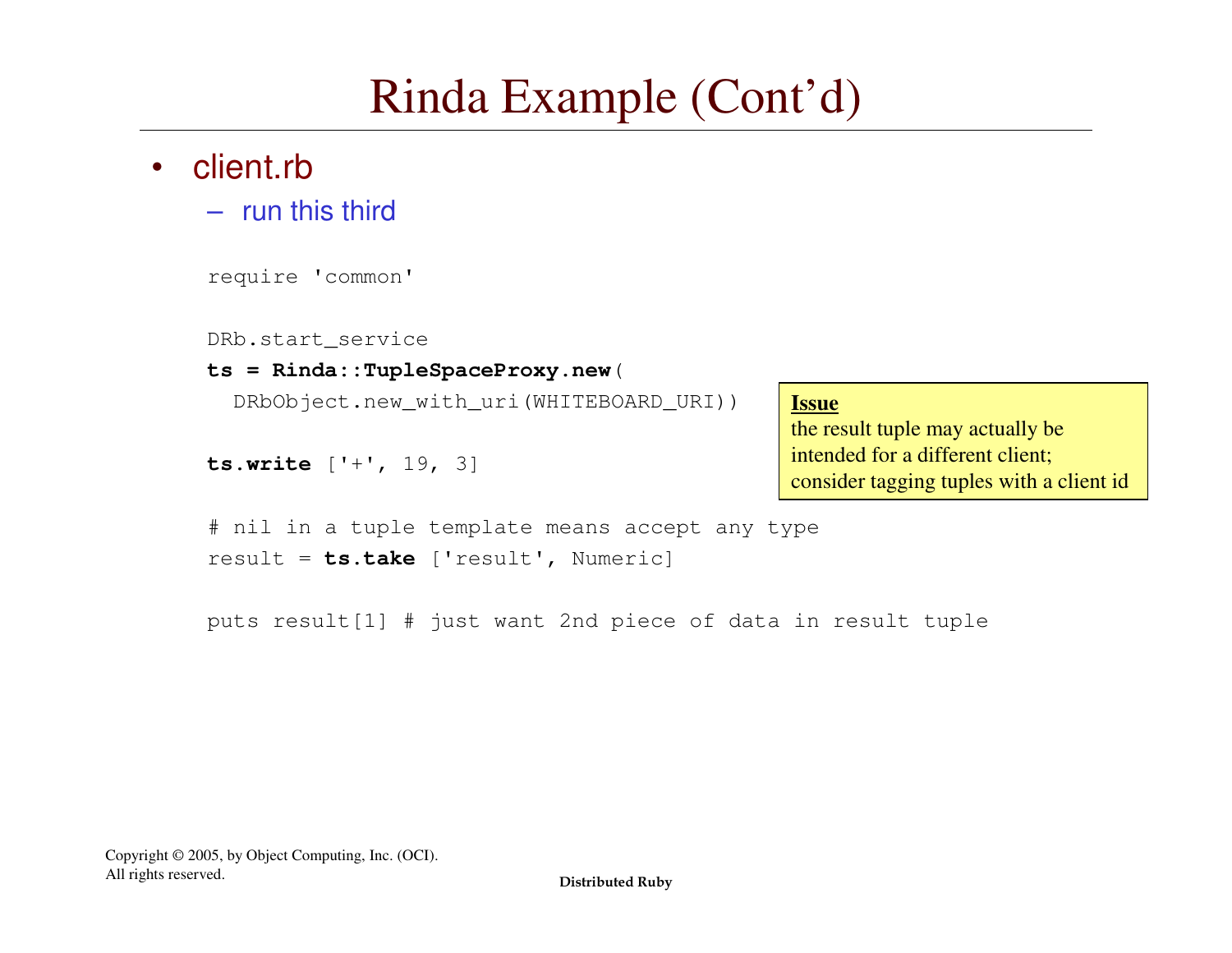# Rinda Example (Cont'd)

- client.rb
  - run this third

```
require 'common'

DRb.start_service
ts = Rinda::TupleSpaceProxy.new(
  DRbObject.new_with_uri(WHITEBOARD_URI))

ts.write ['+', 19, 3]

# nil in a tuple template means accept any type
result = ts.take ['result', Numeric]

puts result[1] # just want 2nd piece of data in result tuple
```

> **Issue**
> the result tuple may actually be intended for a different client; consider tagging tuples with a client id

Copyright © 2005, by Object Computing, Inc. (OCI). All rights reserved.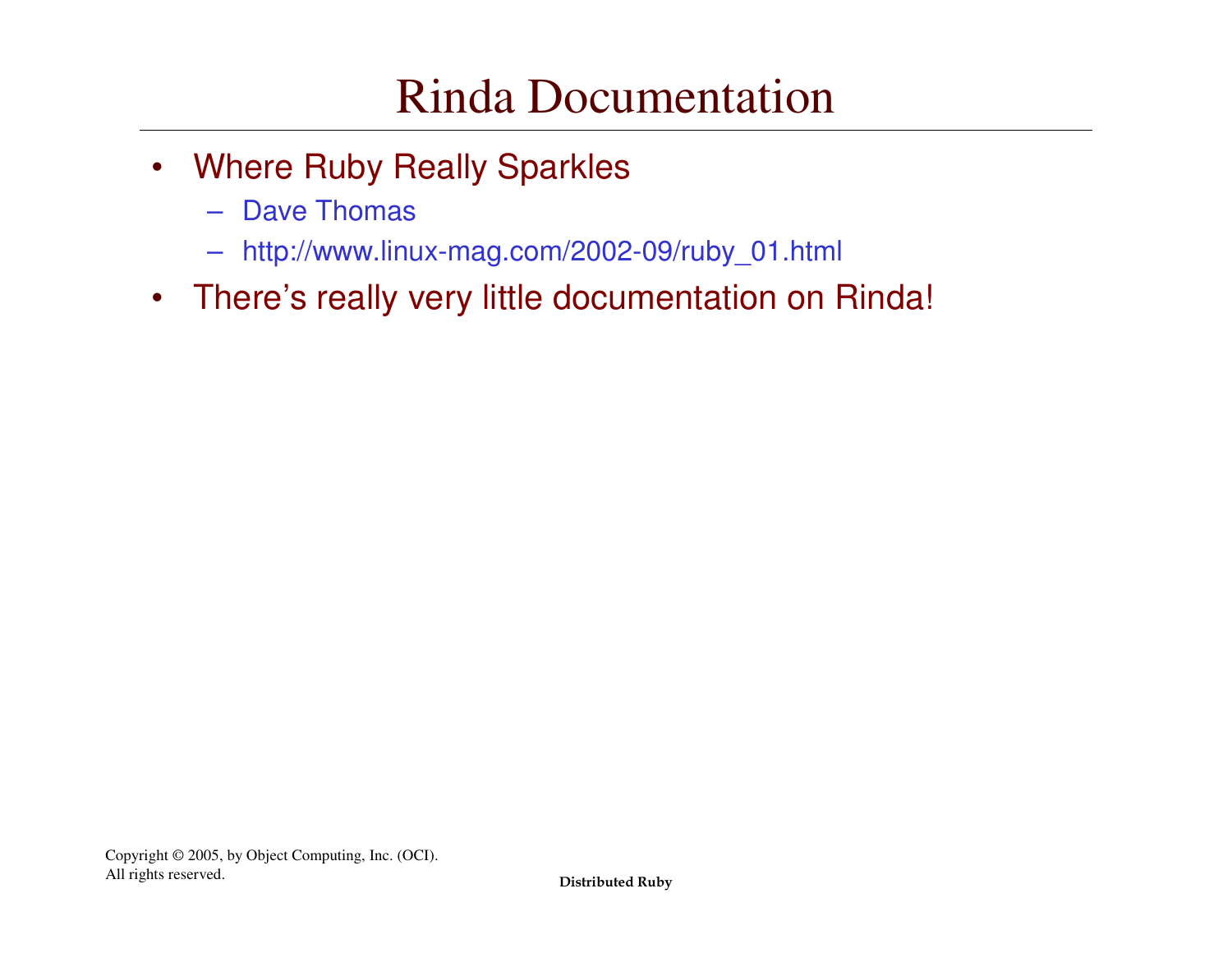# Rinda Documentation

- Where Ruby Really Sparkles
  - Dave Thomas
  - http://www.linux-mag.com/2002-09/ruby_01.html
- There's really very little documentation on Rinda!